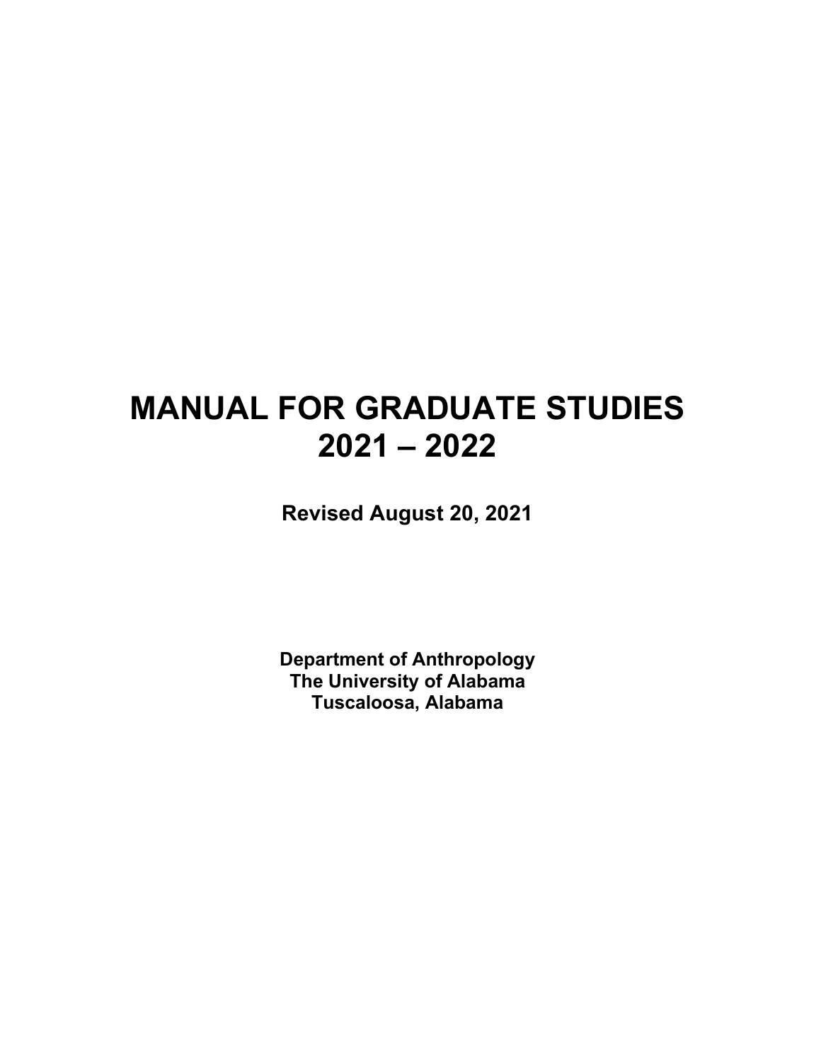# MANUAL FOR GRADUATE STUDIES 2021 – 2022

**Revised August 20, 2021**

**Department of Anthropology**
**The University of Alabama**
**Tuscaloosa, Alabama**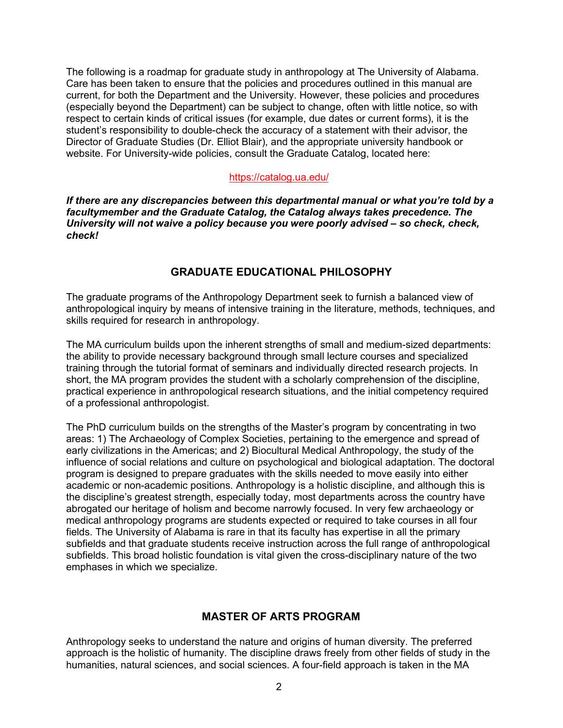The following is a roadmap for graduate study in anthropology at The University of Alabama. Care has been taken to ensure that the policies and procedures outlined in this manual are current, for both the Department and the University. However, these policies and procedures (especially beyond the Department) can be subject to change, often with little notice, so with respect to certain kinds of critical issues (for example, due dates or current forms), it is the student's responsibility to double-check the accuracy of a statement with their advisor, the Director of Graduate Studies (Dr. Elliot Blair), and the appropriate university handbook or website. For University-wide policies, consult the Graduate Catalog, located here:

https://catalog.ua.edu/

***If there are any discrepancies between this departmental manual or what you're told by a facultymember and the Graduate Catalog, the Catalog always takes precedence. The University will not waive a policy because you were poorly advised – so check, check, check!***

## GRADUATE EDUCATIONAL PHILOSOPHY

The graduate programs of the Anthropology Department seek to furnish a balanced view of anthropological inquiry by means of intensive training in the literature, methods, techniques, and skills required for research in anthropology.

The MA curriculum builds upon the inherent strengths of small and medium-sized departments: the ability to provide necessary background through small lecture courses and specialized training through the tutorial format of seminars and individually directed research projects. In short, the MA program provides the student with a scholarly comprehension of the discipline, practical experience in anthropological research situations, and the initial competency required of a professional anthropologist.

The PhD curriculum builds on the strengths of the Master's program by concentrating in two areas: 1) The Archaeology of Complex Societies, pertaining to the emergence and spread of early civilizations in the Americas; and 2) Biocultural Medical Anthropology, the study of the influence of social relations and culture on psychological and biological adaptation. The doctoral program is designed to prepare graduates with the skills needed to move easily into either academic or non-academic positions. Anthropology is a holistic discipline, and although this is the discipline's greatest strength, especially today, most departments across the country have abrogated our heritage of holism and become narrowly focused. In very few archaeology or medical anthropology programs are students expected or required to take courses in all four fields. The University of Alabama is rare in that its faculty has expertise in all the primary subfields and that graduate students receive instruction across the full range of anthropological subfields. This broad holistic foundation is vital given the cross-disciplinary nature of the two emphases in which we specialize.

## MASTER OF ARTS PROGRAM

Anthropology seeks to understand the nature and origins of human diversity. The preferred approach is the holistic of humanity. The discipline draws freely from other fields of study in the humanities, natural sciences, and social sciences. A four-field approach is taken in the MA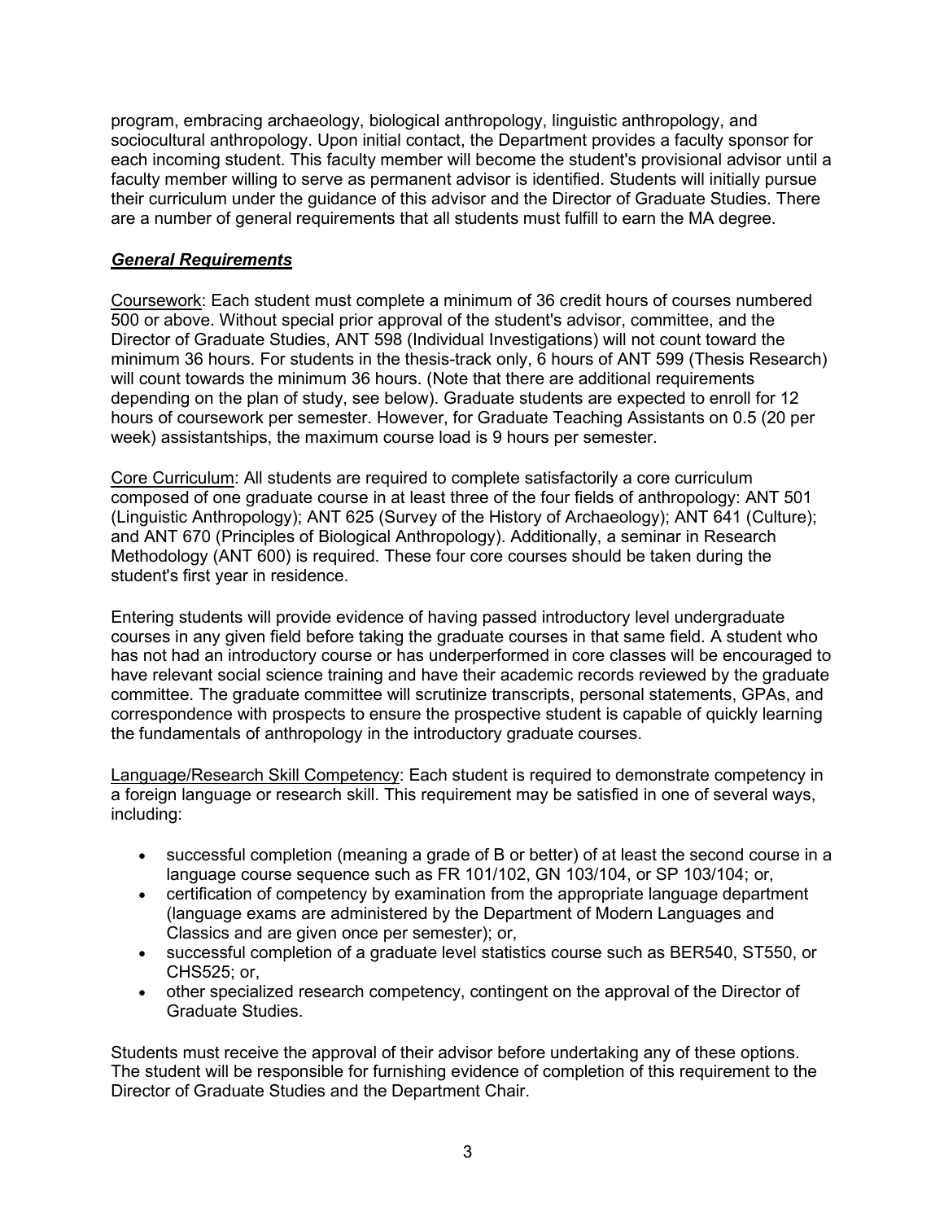program, embracing archaeology, biological anthropology, linguistic anthropology, and sociocultural anthropology. Upon initial contact, the Department provides a faculty sponsor for each incoming student. This faculty member will become the student's provisional advisor until a faculty member willing to serve as permanent advisor is identified. Students will initially pursue their curriculum under the guidance of this advisor and the Director of Graduate Studies. There are a number of general requirements that all students must fulfill to earn the MA degree.

### ***General Requirements***

<u>Coursework</u>: Each student must complete a minimum of 36 credit hours of courses numbered 500 or above. Without special prior approval of the student's advisor, committee, and the Director of Graduate Studies, ANT 598 (Individual Investigations) will not count toward the minimum 36 hours. For students in the thesis-track only, 6 hours of ANT 599 (Thesis Research) will count towards the minimum 36 hours. (Note that there are additional requirements depending on the plan of study, see below). Graduate students are expected to enroll for 12 hours of coursework per semester. However, for Graduate Teaching Assistants on 0.5 (20 per week) assistantships, the maximum course load is 9 hours per semester.

<u>Core Curriculum</u>: All students are required to complete satisfactorily a core curriculum composed of one graduate course in at least three of the four fields of anthropology: ANT 501 (Linguistic Anthropology); ANT 625 (Survey of the History of Archaeology); ANT 641 (Culture); and ANT 670 (Principles of Biological Anthropology). Additionally, a seminar in Research Methodology (ANT 600) is required. These four core courses should be taken during the student's first year in residence.

Entering students will provide evidence of having passed introductory level undergraduate courses in any given field before taking the graduate courses in that same field. A student who has not had an introductory course or has underperformed in core classes will be encouraged to have relevant social science training and have their academic records reviewed by the graduate committee. The graduate committee will scrutinize transcripts, personal statements, GPAs, and correspondence with prospects to ensure the prospective student is capable of quickly learning the fundamentals of anthropology in the introductory graduate courses.

<u>Language/Research Skill Competency</u>: Each student is required to demonstrate competency in a foreign language or research skill. This requirement may be satisfied in one of several ways, including:

- successful completion (meaning a grade of B or better) of at least the second course in a language course sequence such as FR 101/102, GN 103/104, or SP 103/104; or,
- certification of competency by examination from the appropriate language department (language exams are administered by the Department of Modern Languages and Classics and are given once per semester); or,
- successful completion of a graduate level statistics course such as BER540, ST550, or CHS525; or,
- other specialized research competency, contingent on the approval of the Director of Graduate Studies.

Students must receive the approval of their advisor before undertaking any of these options. The student will be responsible for furnishing evidence of completion of this requirement to the Director of Graduate Studies and the Department Chair.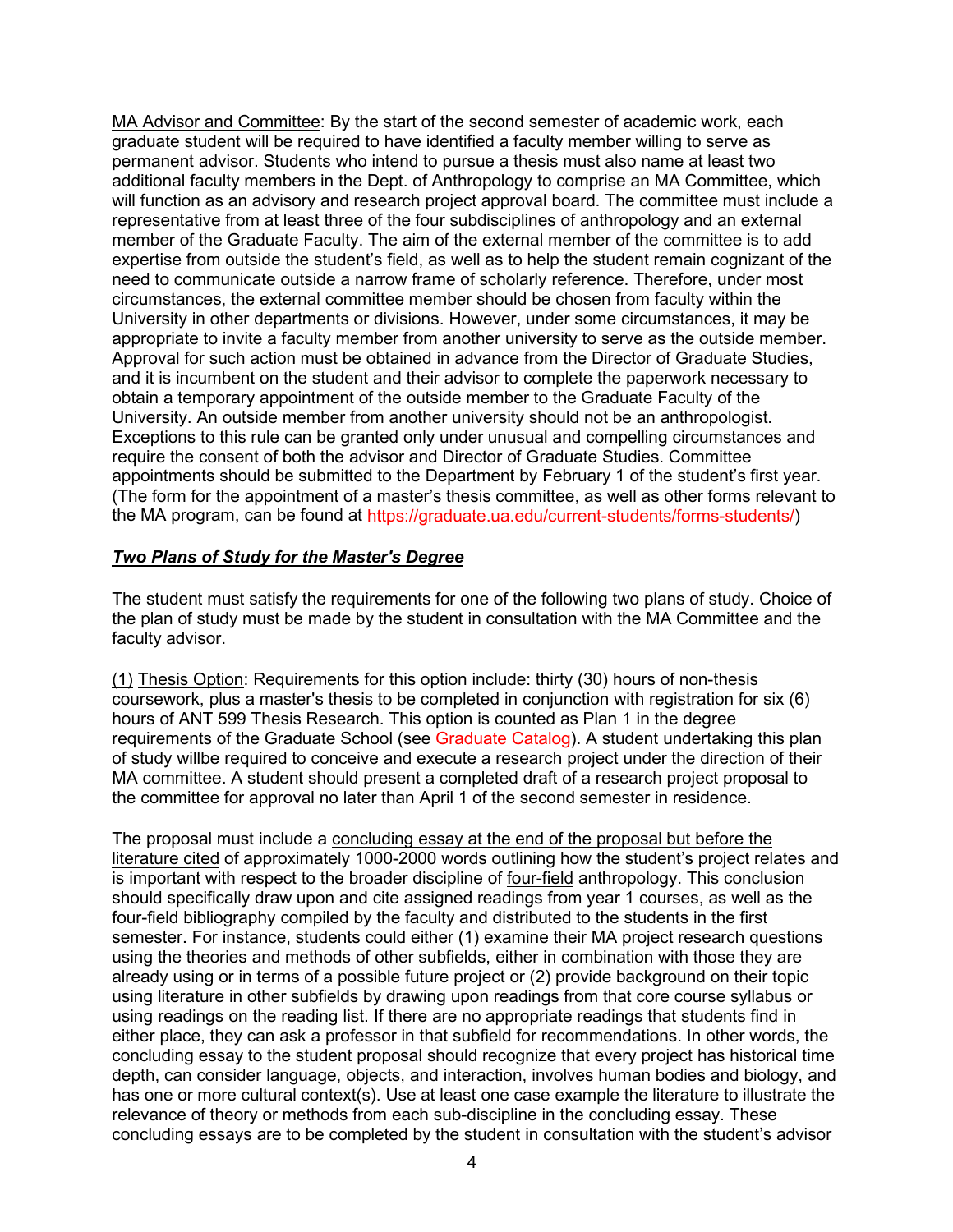MA Advisor and Committee: By the start of the second semester of academic work, each graduate student will be required to have identified a faculty member willing to serve as permanent advisor. Students who intend to pursue a thesis must also name at least two additional faculty members in the Dept. of Anthropology to comprise an MA Committee, which will function as an advisory and research project approval board. The committee must include a representative from at least three of the four subdisciplines of anthropology and an external member of the Graduate Faculty. The aim of the external member of the committee is to add expertise from outside the student's field, as well as to help the student remain cognizant of the need to communicate outside a narrow frame of scholarly reference. Therefore, under most circumstances, the external committee member should be chosen from faculty within the University in other departments or divisions. However, under some circumstances, it may be appropriate to invite a faculty member from another university to serve as the outside member. Approval for such action must be obtained in advance from the Director of Graduate Studies, and it is incumbent on the student and their advisor to complete the paperwork necessary to obtain a temporary appointment of the outside member to the Graduate Faculty of the University. An outside member from another university should not be an anthropologist. Exceptions to this rule can be granted only under unusual and compelling circumstances and require the consent of both the advisor and Director of Graduate Studies. Committee appointments should be submitted to the Department by February 1 of the student's first year. (The form for the appointment of a master's thesis committee, as well as other forms relevant to the MA program, can be found at https://graduate.ua.edu/current-students/forms-students/)

## ***Two Plans of Study for the Master's Degree***

The student must satisfy the requirements for one of the following two plans of study. Choice of the plan of study must be made by the student in consultation with the MA Committee and the faculty advisor.

(1) Thesis Option: Requirements for this option include: thirty (30) hours of non-thesis coursework, plus a master's thesis to be completed in conjunction with registration for six (6) hours of ANT 599 Thesis Research. This option is counted as Plan 1 in the degree requirements of the Graduate School (see Graduate Catalog). A student undertaking this plan of study willbe required to conceive and execute a research project under the direction of their MA committee. A student should present a completed draft of a research project proposal to the committee for approval no later than April 1 of the second semester in residence.

The proposal must include a concluding essay at the end of the proposal but before the literature cited of approximately 1000-2000 words outlining how the student's project relates and is important with respect to the broader discipline of four-field anthropology. This conclusion should specifically draw upon and cite assigned readings from year 1 courses, as well as the four-field bibliography compiled by the faculty and distributed to the students in the first semester. For instance, students could either (1) examine their MA project research questions using the theories and methods of other subfields, either in combination with those they are already using or in terms of a possible future project or (2) provide background on their topic using literature in other subfields by drawing upon readings from that core course syllabus or using readings on the reading list. If there are no appropriate readings that students find in either place, they can ask a professor in that subfield for recommendations. In other words, the concluding essay to the student proposal should recognize that every project has historical time depth, can consider language, objects, and interaction, involves human bodies and biology, and has one or more cultural context(s). Use at least one case example the literature to illustrate the relevance of theory or methods from each sub-discipline in the concluding essay. These concluding essays are to be completed by the student in consultation with the student's advisor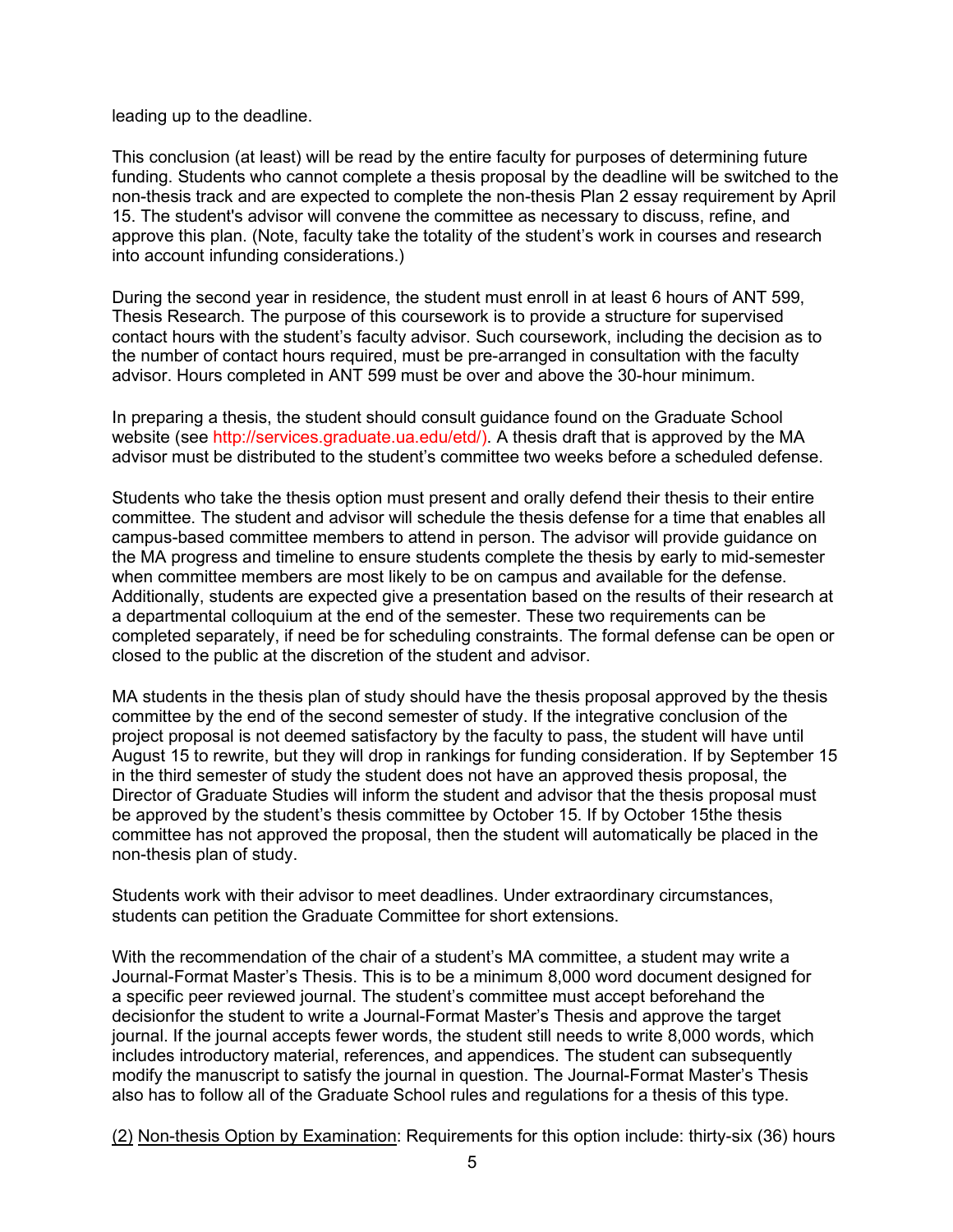leading up to the deadline.

This conclusion (at least) will be read by the entire faculty for purposes of determining future funding. Students who cannot complete a thesis proposal by the deadline will be switched to the non-thesis track and are expected to complete the non-thesis Plan 2 essay requirement by April 15. The student's advisor will convene the committee as necessary to discuss, refine, and approve this plan. (Note, faculty take the totality of the student's work in courses and research into account infunding considerations.)

During the second year in residence, the student must enroll in at least 6 hours of ANT 599, Thesis Research. The purpose of this coursework is to provide a structure for supervised contact hours with the student's faculty advisor. Such coursework, including the decision as to the number of contact hours required, must be pre-arranged in consultation with the faculty advisor. Hours completed in ANT 599 must be over and above the 30-hour minimum.

In preparing a thesis, the student should consult guidance found on the Graduate School website (see http://services.graduate.ua.edu/etd/). A thesis draft that is approved by the MA advisor must be distributed to the student's committee two weeks before a scheduled defense.

Students who take the thesis option must present and orally defend their thesis to their entire committee. The student and advisor will schedule the thesis defense for a time that enables all campus-based committee members to attend in person. The advisor will provide guidance on the MA progress and timeline to ensure students complete the thesis by early to mid-semester when committee members are most likely to be on campus and available for the defense. Additionally, students are expected give a presentation based on the results of their research at a departmental colloquium at the end of the semester. These two requirements can be completed separately, if need be for scheduling constraints. The formal defense can be open or closed to the public at the discretion of the student and advisor.

MA students in the thesis plan of study should have the thesis proposal approved by the thesis committee by the end of the second semester of study. If the integrative conclusion of the project proposal is not deemed satisfactory by the faculty to pass, the student will have until August 15 to rewrite, but they will drop in rankings for funding consideration. If by September 15 in the third semester of study the student does not have an approved thesis proposal, the Director of Graduate Studies will inform the student and advisor that the thesis proposal must be approved by the student's thesis committee by October 15. If by October 15the thesis committee has not approved the proposal, then the student will automatically be placed in the non-thesis plan of study.

Students work with their advisor to meet deadlines. Under extraordinary circumstances, students can petition the Graduate Committee for short extensions.

With the recommendation of the chair of a student's MA committee, a student may write a Journal-Format Master's Thesis. This is to be a minimum 8,000 word document designed for a specific peer reviewed journal. The student's committee must accept beforehand the decisionfor the student to write a Journal-Format Master's Thesis and approve the target journal. If the journal accepts fewer words, the student still needs to write 8,000 words, which includes introductory material, references, and appendices. The student can subsequently modify the manuscript to satisfy the journal in question. The Journal-Format Master's Thesis also has to follow all of the Graduate School rules and regulations for a thesis of this type.

(2) Non-thesis Option by Examination: Requirements for this option include: thirty-six (36) hours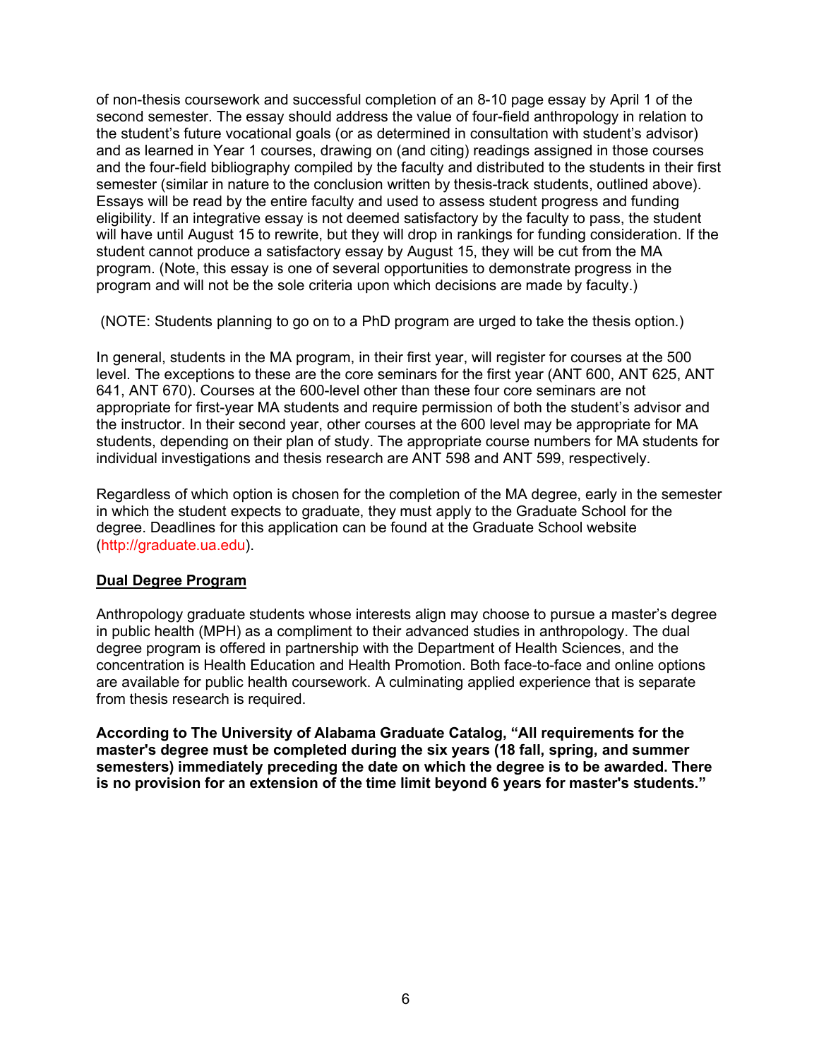of non-thesis coursework and successful completion of an 8-10 page essay by April 1 of the second semester. The essay should address the value of four-field anthropology in relation to the student's future vocational goals (or as determined in consultation with student's advisor) and as learned in Year 1 courses, drawing on (and citing) readings assigned in those courses and the four-field bibliography compiled by the faculty and distributed to the students in their first semester (similar in nature to the conclusion written by thesis-track students, outlined above). Essays will be read by the entire faculty and used to assess student progress and funding eligibility. If an integrative essay is not deemed satisfactory by the faculty to pass, the student will have until August 15 to rewrite, but they will drop in rankings for funding consideration. If the student cannot produce a satisfactory essay by August 15, they will be cut from the MA program. (Note, this essay is one of several opportunities to demonstrate progress in the program and will not be the sole criteria upon which decisions are made by faculty.)

(NOTE: Students planning to go on to a PhD program are urged to take the thesis option.)

In general, students in the MA program, in their first year, will register for courses at the 500 level. The exceptions to these are the core seminars for the first year (ANT 600, ANT 625, ANT 641, ANT 670). Courses at the 600-level other than these four core seminars are not appropriate for first-year MA students and require permission of both the student's advisor and the instructor. In their second year, other courses at the 600 level may be appropriate for MA students, depending on their plan of study. The appropriate course numbers for MA students for individual investigations and thesis research are ANT 598 and ANT 599, respectively.

Regardless of which option is chosen for the completion of the MA degree, early in the semester in which the student expects to graduate, they must apply to the Graduate School for the degree. Deadlines for this application can be found at the Graduate School website (http://graduate.ua.edu).

## Dual Degree Program

Anthropology graduate students whose interests align may choose to pursue a master's degree in public health (MPH) as a compliment to their advanced studies in anthropology. The dual degree program is offered in partnership with the Department of Health Sciences, and the concentration is Health Education and Health Promotion. Both face-to-face and online options are available for public health coursework. A culminating applied experience that is separate from thesis research is required.

**According to The University of Alabama Graduate Catalog, "All requirements for the master's degree must be completed during the six years (18 fall, spring, and summer semesters) immediately preceding the date on which the degree is to be awarded. There is no provision for an extension of the time limit beyond 6 years for master's students."**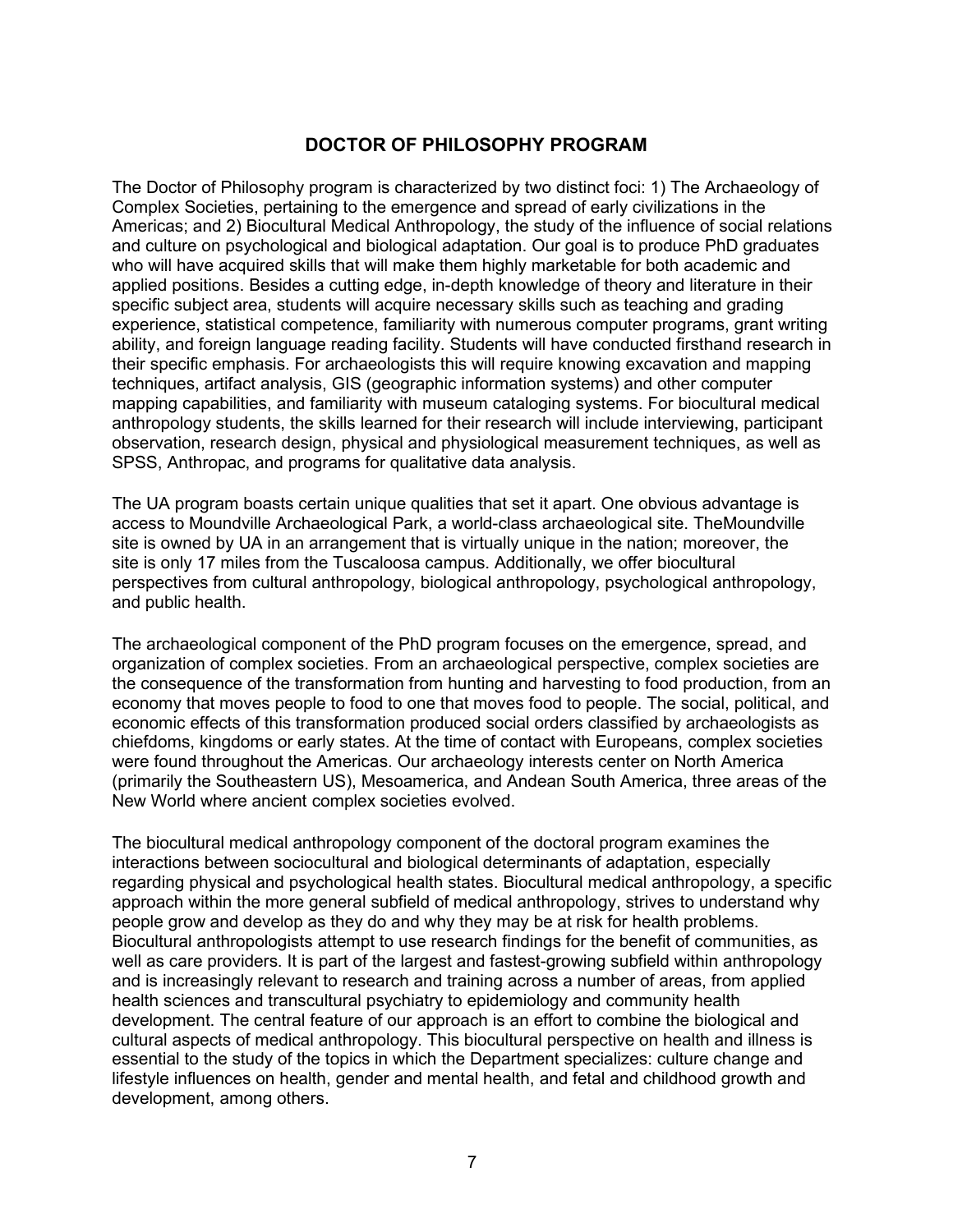## DOCTOR OF PHILOSOPHY PROGRAM

The Doctor of Philosophy program is characterized by two distinct foci: 1) The Archaeology of Complex Societies, pertaining to the emergence and spread of early civilizations in the Americas; and 2) Biocultural Medical Anthropology, the study of the influence of social relations and culture on psychological and biological adaptation. Our goal is to produce PhD graduates who will have acquired skills that will make them highly marketable for both academic and applied positions. Besides a cutting edge, in-depth knowledge of theory and literature in their specific subject area, students will acquire necessary skills such as teaching and grading experience, statistical competence, familiarity with numerous computer programs, grant writing ability, and foreign language reading facility. Students will have conducted firsthand research in their specific emphasis. For archaeologists this will require knowing excavation and mapping techniques, artifact analysis, GIS (geographic information systems) and other computer mapping capabilities, and familiarity with museum cataloging systems. For biocultural medical anthropology students, the skills learned for their research will include interviewing, participant observation, research design, physical and physiological measurement techniques, as well as SPSS, Anthropac, and programs for qualitative data analysis.

The UA program boasts certain unique qualities that set it apart. One obvious advantage is access to Moundville Archaeological Park, a world-class archaeological site. TheMoundville site is owned by UA in an arrangement that is virtually unique in the nation; moreover, the site is only 17 miles from the Tuscaloosa campus. Additionally, we offer biocultural perspectives from cultural anthropology, biological anthropology, psychological anthropology, and public health.

The archaeological component of the PhD program focuses on the emergence, spread, and organization of complex societies. From an archaeological perspective, complex societies are the consequence of the transformation from hunting and harvesting to food production, from an economy that moves people to food to one that moves food to people. The social, political, and economic effects of this transformation produced social orders classified by archaeologists as chiefdoms, kingdoms or early states. At the time of contact with Europeans, complex societies were found throughout the Americas. Our archaeology interests center on North America (primarily the Southeastern US), Mesoamerica, and Andean South America, three areas of the New World where ancient complex societies evolved.

The biocultural medical anthropology component of the doctoral program examines the interactions between sociocultural and biological determinants of adaptation, especially regarding physical and psychological health states. Biocultural medical anthropology, a specific approach within the more general subfield of medical anthropology, strives to understand why people grow and develop as they do and why they may be at risk for health problems. Biocultural anthropologists attempt to use research findings for the benefit of communities, as well as care providers. It is part of the largest and fastest-growing subfield within anthropology and is increasingly relevant to research and training across a number of areas, from applied health sciences and transcultural psychiatry to epidemiology and community health development. The central feature of our approach is an effort to combine the biological and cultural aspects of medical anthropology. This biocultural perspective on health and illness is essential to the study of the topics in which the Department specializes: culture change and lifestyle influences on health, gender and mental health, and fetal and childhood growth and development, among others.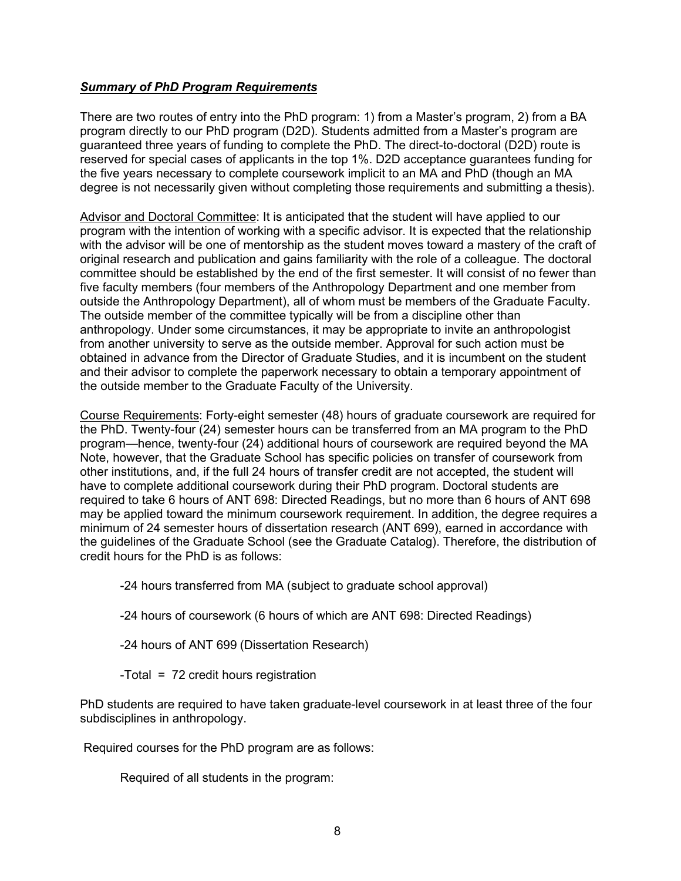***Summary of PhD Program Requirements***

There are two routes of entry into the PhD program: 1) from a Master's program, 2) from a BA program directly to our PhD program (D2D). Students admitted from a Master's program are guaranteed three years of funding to complete the PhD. The direct-to-doctoral (D2D) route is reserved for special cases of applicants in the top 1%. D2D acceptance guarantees funding for the five years necessary to complete coursework implicit to an MA and PhD (though an MA degree is not necessarily given without completing those requirements and submitting a thesis).

<u>Advisor and Doctoral Committee</u>: It is anticipated that the student will have applied to our program with the intention of working with a specific advisor. It is expected that the relationship with the advisor will be one of mentorship as the student moves toward a mastery of the craft of original research and publication and gains familiarity with the role of a colleague. The doctoral committee should be established by the end of the first semester. It will consist of no fewer than five faculty members (four members of the Anthropology Department and one member from outside the Anthropology Department), all of whom must be members of the Graduate Faculty. The outside member of the committee typically will be from a discipline other than anthropology. Under some circumstances, it may be appropriate to invite an anthropologist from another university to serve as the outside member. Approval for such action must be obtained in advance from the Director of Graduate Studies, and it is incumbent on the student and their advisor to complete the paperwork necessary to obtain a temporary appointment of the outside member to the Graduate Faculty of the University.

<u>Course Requirements</u>: Forty-eight semester (48) hours of graduate coursework are required for the PhD. Twenty-four (24) semester hours can be transferred from an MA program to the PhD program—hence, twenty-four (24) additional hours of coursework are required beyond the MA Note, however, that the Graduate School has specific policies on transfer of coursework from other institutions, and, if the full 24 hours of transfer credit are not accepted, the student will have to complete additional coursework during their PhD program. Doctoral students are required to take 6 hours of ANT 698: Directed Readings, but no more than 6 hours of ANT 698 may be applied toward the minimum coursework requirement. In addition, the degree requires a minimum of 24 semester hours of dissertation research (ANT 699), earned in accordance with the guidelines of the Graduate School (see the Graduate Catalog). Therefore, the distribution of credit hours for the PhD is as follows:

-24 hours transferred from MA (subject to graduate school approval)

-24 hours of coursework (6 hours of which are ANT 698: Directed Readings)

-24 hours of ANT 699 (Dissertation Research)

-Total = 72 credit hours registration

PhD students are required to have taken graduate-level coursework in at least three of the four subdisciplines in anthropology.

Required courses for the PhD program are as follows:

Required of all students in the program: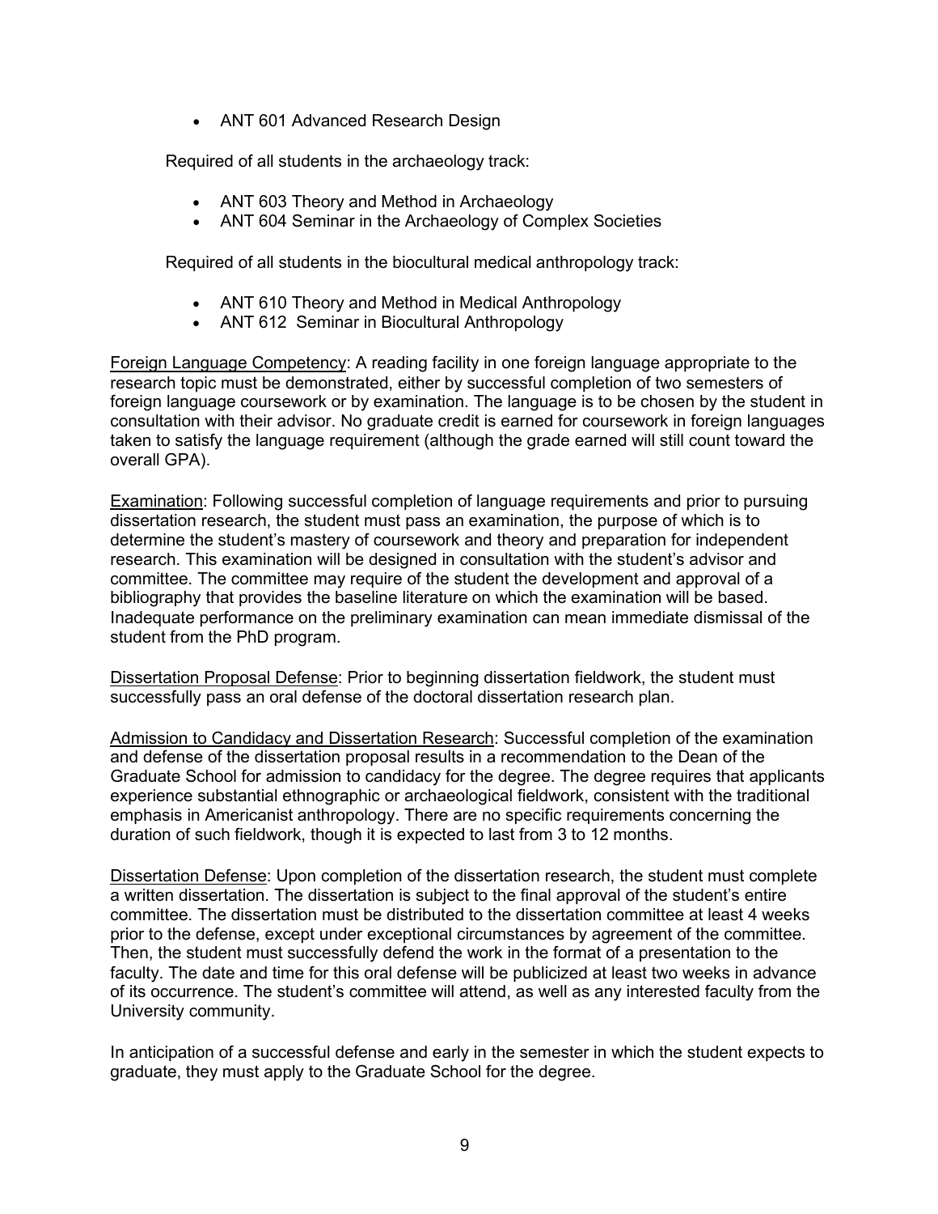- ANT 601 Advanced Research Design

Required of all students in the archaeology track:

- ANT 603 Theory and Method in Archaeology
- ANT 604 Seminar in the Archaeology of Complex Societies

Required of all students in the biocultural medical anthropology track:

- ANT 610 Theory and Method in Medical Anthropology
- ANT 612 Seminar in Biocultural Anthropology

<u>Foreign Language Competency</u>: A reading facility in one foreign language appropriate to the research topic must be demonstrated, either by successful completion of two semesters of foreign language coursework or by examination. The language is to be chosen by the student in consultation with their advisor. No graduate credit is earned for coursework in foreign languages taken to satisfy the language requirement (although the grade earned will still count toward the overall GPA).

<u>Examination</u>: Following successful completion of language requirements and prior to pursuing dissertation research, the student must pass an examination, the purpose of which is to determine the student's mastery of coursework and theory and preparation for independent research. This examination will be designed in consultation with the student's advisor and committee. The committee may require of the student the development and approval of a bibliography that provides the baseline literature on which the examination will be based. Inadequate performance on the preliminary examination can mean immediate dismissal of the student from the PhD program.

<u>Dissertation Proposal Defense</u>: Prior to beginning dissertation fieldwork, the student must successfully pass an oral defense of the doctoral dissertation research plan.

<u>Admission to Candidacy and Dissertation Research</u>: Successful completion of the examination and defense of the dissertation proposal results in a recommendation to the Dean of the Graduate School for admission to candidacy for the degree. The degree requires that applicants experience substantial ethnographic or archaeological fieldwork, consistent with the traditional emphasis in Americanist anthropology. There are no specific requirements concerning the duration of such fieldwork, though it is expected to last from 3 to 12 months.

<u>Dissertation Defense</u>: Upon completion of the dissertation research, the student must complete a written dissertation. The dissertation is subject to the final approval of the student's entire committee. The dissertation must be distributed to the dissertation committee at least 4 weeks prior to the defense, except under exceptional circumstances by agreement of the committee. Then, the student must successfully defend the work in the format of a presentation to the faculty. The date and time for this oral defense will be publicized at least two weeks in advance of its occurrence. The student's committee will attend, as well as any interested faculty from the University community.

In anticipation of a successful defense and early in the semester in which the student expects to graduate, they must apply to the Graduate School for the degree.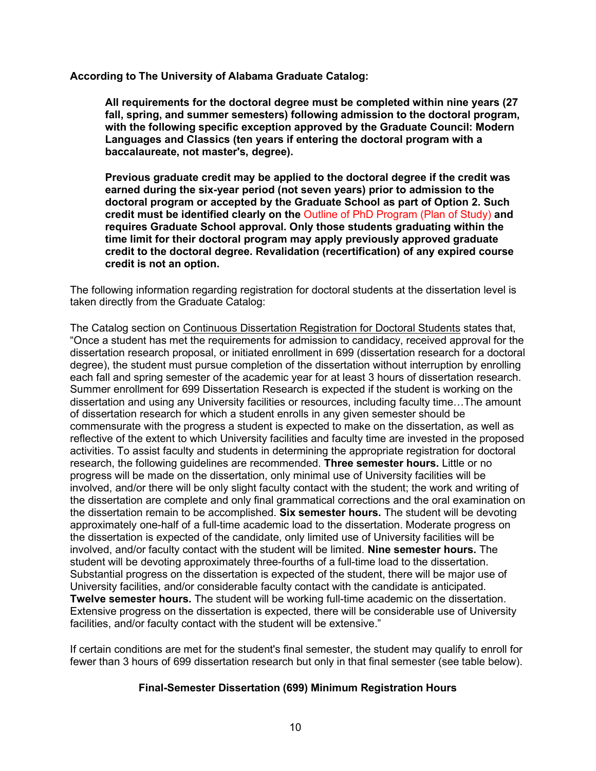**According to The University of Alabama Graduate Catalog:**

> **All requirements for the doctoral degree must be completed within nine years (27 fall, spring, and summer semesters) following admission to the doctoral program, with the following specific exception approved by the Graduate Council: Modern Languages and Classics (ten years if entering the doctoral program with a baccalaureate, not master's, degree).**
>
> **Previous graduate credit may be applied to the doctoral degree if the credit was earned during the six-year period (not seven years) prior to admission to the doctoral program or accepted by the Graduate School as part of Option 2. Such credit must be identified clearly on the** Outline of PhD Program (Plan of Study) **and requires Graduate School approval. Only those students graduating within the time limit for their doctoral program may apply previously approved graduate credit to the doctoral degree. Revalidation (recertification) of any expired course credit is not an option.**

The following information regarding registration for doctoral students at the dissertation level is taken directly from the Graduate Catalog:

The Catalog section on Continuous Dissertation Registration for Doctoral Students states that, "Once a student has met the requirements for admission to candidacy, received approval for the dissertation research proposal, or initiated enrollment in 699 (dissertation research for a doctoral degree), the student must pursue completion of the dissertation without interruption by enrolling each fall and spring semester of the academic year for at least 3 hours of dissertation research. Summer enrollment for 699 Dissertation Research is expected if the student is working on the dissertation and using any University facilities or resources, including faculty time…The amount of dissertation research for which a student enrolls in any given semester should be commensurate with the progress a student is expected to make on the dissertation, as well as reflective of the extent to which University facilities and faculty time are invested in the proposed activities. To assist faculty and students in determining the appropriate registration for doctoral research, the following guidelines are recommended. **Three semester hours.** Little or no progress will be made on the dissertation, only minimal use of University facilities will be involved, and/or there will be only slight faculty contact with the student; the work and writing of the dissertation are complete and only final grammatical corrections and the oral examination on the dissertation remain to be accomplished. **Six semester hours.** The student will be devoting approximately one-half of a full-time academic load to the dissertation. Moderate progress on the dissertation is expected of the candidate, only limited use of University facilities will be involved, and/or faculty contact with the student will be limited. **Nine semester hours.** The student will be devoting approximately three-fourths of a full-time load to the dissertation. Substantial progress on the dissertation is expected of the student, there will be major use of University facilities, and/or considerable faculty contact with the candidate is anticipated. **Twelve semester hours.** The student will be working full-time academic on the dissertation. Extensive progress on the dissertation is expected, there will be considerable use of University facilities, and/or faculty contact with the student will be extensive."

If certain conditions are met for the student's final semester, the student may qualify to enroll for fewer than 3 hours of 699 dissertation research but only in that final semester (see table below).

**Final-Semester Dissertation (699) Minimum Registration Hours**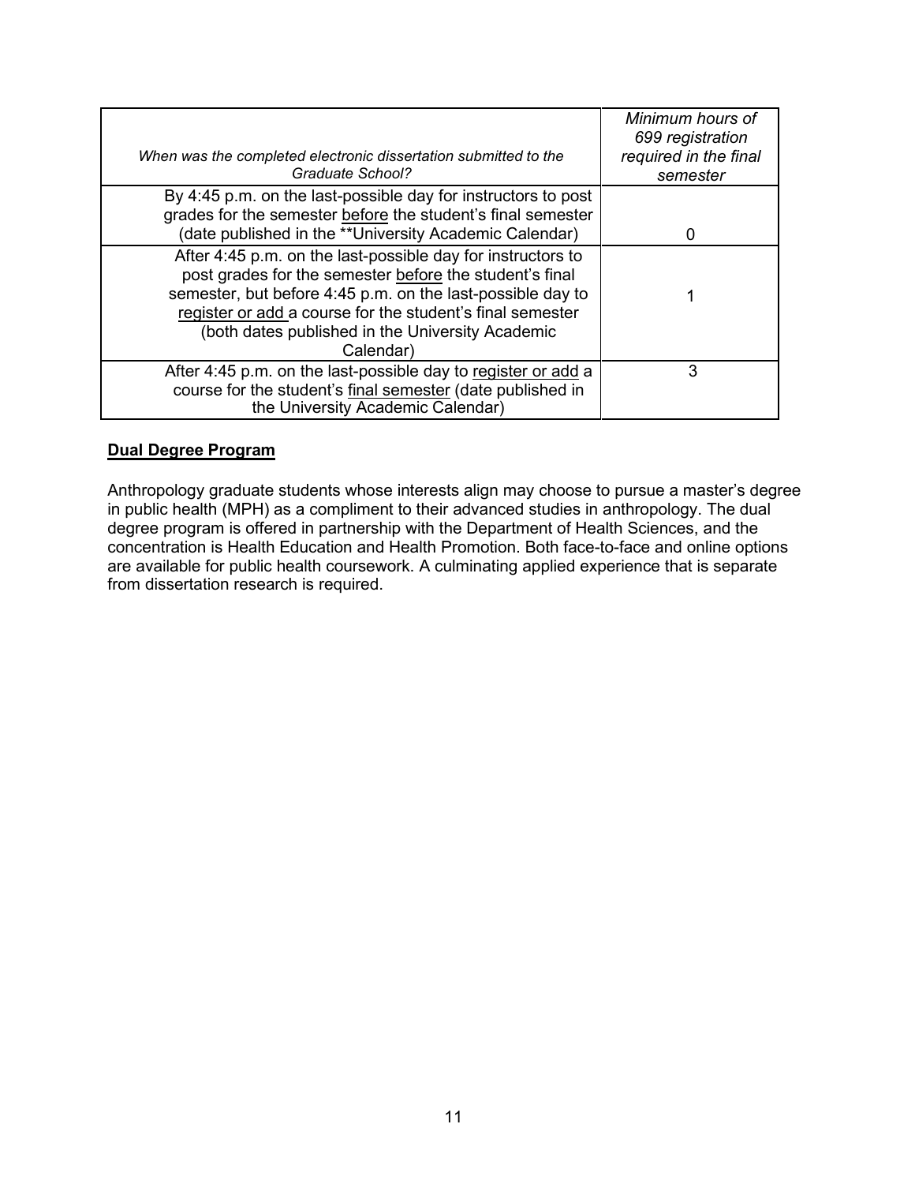| *When was the completed electronic dissertation submitted to the Graduate School?* | *Minimum hours of 699 registration required in the final semester* |
|---|---|
| By 4:45 p.m. on the last-possible day for instructors to post grades for the semester before the student's final semester (date published in the **University Academic Calendar) | 0 |
| After 4:45 p.m. on the last-possible day for instructors to post grades for the semester before the student's final semester, but before 4:45 p.m. on the last-possible day to register or add a course for the student's final semester (both dates published in the University Academic Calendar) | 1 |
| After 4:45 p.m. on the last-possible day to register or add a course for the student's final semester (date published in the University Academic Calendar) | 3 |

## Dual Degree Program

Anthropology graduate students whose interests align may choose to pursue a master's degree in public health (MPH) as a compliment to their advanced studies in anthropology. The dual degree program is offered in partnership with the Department of Health Sciences, and the concentration is Health Education and Health Promotion. Both face-to-face and online options are available for public health coursework. A culminating applied experience that is separate from dissertation research is required.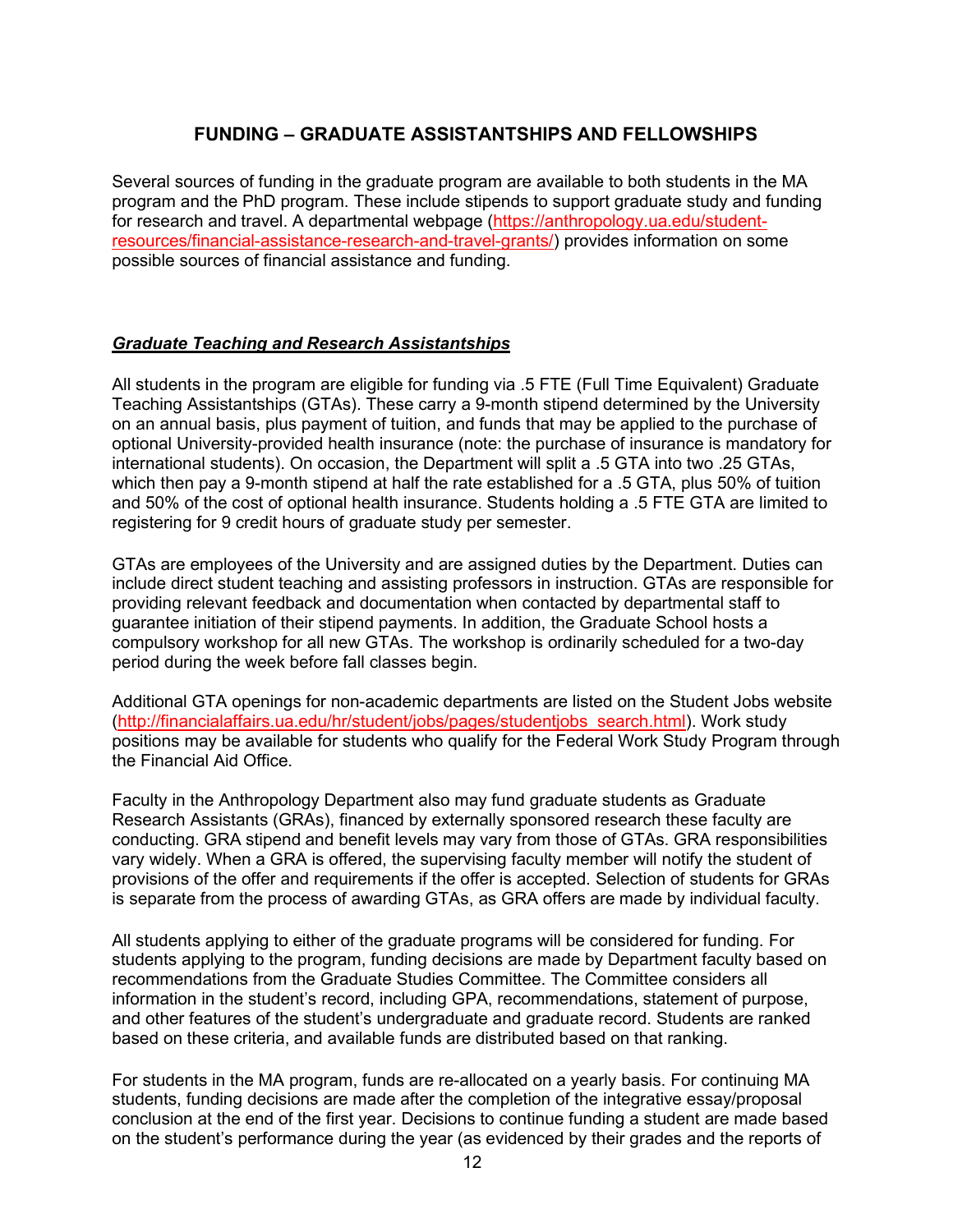## FUNDING – GRADUATE ASSISTANTSHIPS AND FELLOWSHIPS

Several sources of funding in the graduate program are available to both students in the MA program and the PhD program. These include stipends to support graduate study and funding for research and travel. A departmental webpage (https://anthropology.ua.edu/student-resources/financial-assistance-research-and-travel-grants/) provides information on some possible sources of financial assistance and funding.

### ***Graduate Teaching and Research Assistantships***

All students in the program are eligible for funding via .5 FTE (Full Time Equivalent) Graduate Teaching Assistantships (GTAs). These carry a 9-month stipend determined by the University on an annual basis, plus payment of tuition, and funds that may be applied to the purchase of optional University-provided health insurance (note: the purchase of insurance is mandatory for international students). On occasion, the Department will split a .5 GTA into two .25 GTAs, which then pay a 9-month stipend at half the rate established for a .5 GTA, plus 50% of tuition and 50% of the cost of optional health insurance. Students holding a .5 FTE GTA are limited to registering for 9 credit hours of graduate study per semester.

GTAs are employees of the University and are assigned duties by the Department. Duties can include direct student teaching and assisting professors in instruction. GTAs are responsible for providing relevant feedback and documentation when contacted by departmental staff to guarantee initiation of their stipend payments. In addition, the Graduate School hosts a compulsory workshop for all new GTAs. The workshop is ordinarily scheduled for a two-day period during the week before fall classes begin.

Additional GTA openings for non-academic departments are listed on the Student Jobs website (http://financialaffairs.ua.edu/hr/student/jobs/pages/studentjobs_search.html). Work study positions may be available for students who qualify for the Federal Work Study Program through the Financial Aid Office.

Faculty in the Anthropology Department also may fund graduate students as Graduate Research Assistants (GRAs), financed by externally sponsored research these faculty are conducting. GRA stipend and benefit levels may vary from those of GTAs. GRA responsibilities vary widely. When a GRA is offered, the supervising faculty member will notify the student of provisions of the offer and requirements if the offer is accepted. Selection of students for GRAs is separate from the process of awarding GTAs, as GRA offers are made by individual faculty.

All students applying to either of the graduate programs will be considered for funding. For students applying to the program, funding decisions are made by Department faculty based on recommendations from the Graduate Studies Committee. The Committee considers all information in the student's record, including GPA, recommendations, statement of purpose, and other features of the student's undergraduate and graduate record. Students are ranked based on these criteria, and available funds are distributed based on that ranking.

For students in the MA program, funds are re-allocated on a yearly basis. For continuing MA students, funding decisions are made after the completion of the integrative essay/proposal conclusion at the end of the first year. Decisions to continue funding a student are made based on the student's performance during the year (as evidenced by their grades and the reports of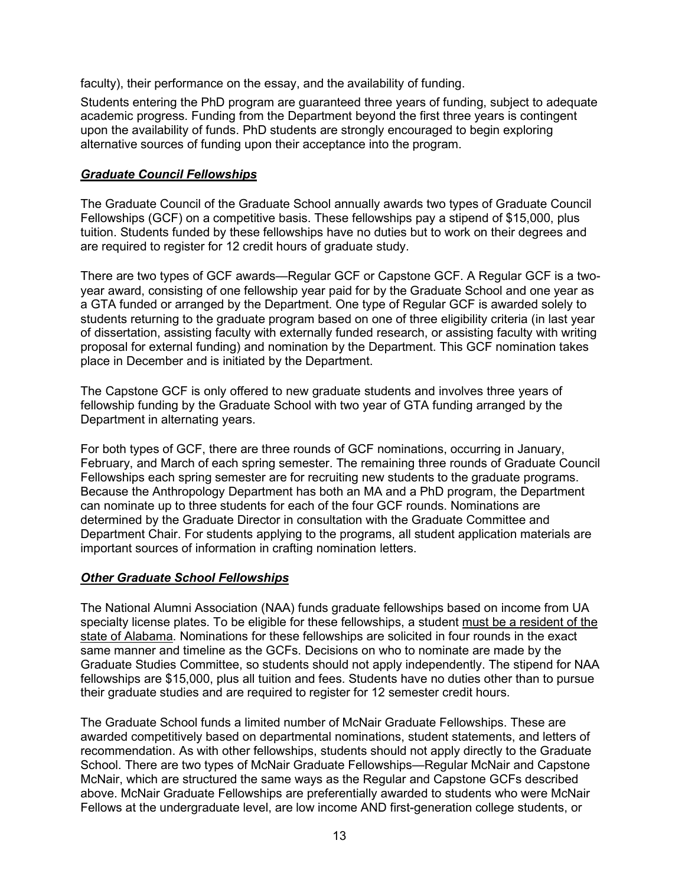faculty), their performance on the essay, and the availability of funding.

Students entering the PhD program are guaranteed three years of funding, subject to adequate academic progress. Funding from the Department beyond the first three years is contingent upon the availability of funds. PhD students are strongly encouraged to begin exploring alternative sources of funding upon their acceptance into the program.

### ***Graduate Council Fellowships***

The Graduate Council of the Graduate School annually awards two types of Graduate Council Fellowships (GCF) on a competitive basis. These fellowships pay a stipend of $15,000, plus tuition. Students funded by these fellowships have no duties but to work on their degrees and are required to register for 12 credit hours of graduate study.

There are two types of GCF awards—Regular GCF or Capstone GCF. A Regular GCF is a two-year award, consisting of one fellowship year paid for by the Graduate School and one year as a GTA funded or arranged by the Department. One type of Regular GCF is awarded solely to students returning to the graduate program based on one of three eligibility criteria (in last year of dissertation, assisting faculty with externally funded research, or assisting faculty with writing proposal for external funding) and nomination by the Department. This GCF nomination takes place in December and is initiated by the Department.

The Capstone GCF is only offered to new graduate students and involves three years of fellowship funding by the Graduate School with two year of GTA funding arranged by the Department in alternating years.

For both types of GCF, there are three rounds of GCF nominations, occurring in January, February, and March of each spring semester. The remaining three rounds of Graduate Council Fellowships each spring semester are for recruiting new students to the graduate programs. Because the Anthropology Department has both an MA and a PhD program, the Department can nominate up to three students for each of the four GCF rounds. Nominations are determined by the Graduate Director in consultation with the Graduate Committee and Department Chair. For students applying to the programs, all student application materials are important sources of information in crafting nomination letters.

### ***Other Graduate School Fellowships***

The National Alumni Association (NAA) funds graduate fellowships based on income from UA specialty license plates. To be eligible for these fellowships, a student <u>must be a resident of the state of Alabama</u>. Nominations for these fellowships are solicited in four rounds in the exact same manner and timeline as the GCFs. Decisions on who to nominate are made by the Graduate Studies Committee, so students should not apply independently. The stipend for NAA fellowships are $15,000, plus all tuition and fees. Students have no duties other than to pursue their graduate studies and are required to register for 12 semester credit hours.

The Graduate School funds a limited number of McNair Graduate Fellowships. These are awarded competitively based on departmental nominations, student statements, and letters of recommendation. As with other fellowships, students should not apply directly to the Graduate School. There are two types of McNair Graduate Fellowships—Regular McNair and Capstone McNair, which are structured the same ways as the Regular and Capstone GCFs described above. McNair Graduate Fellowships are preferentially awarded to students who were McNair Fellows at the undergraduate level, are low income AND first-generation college students, or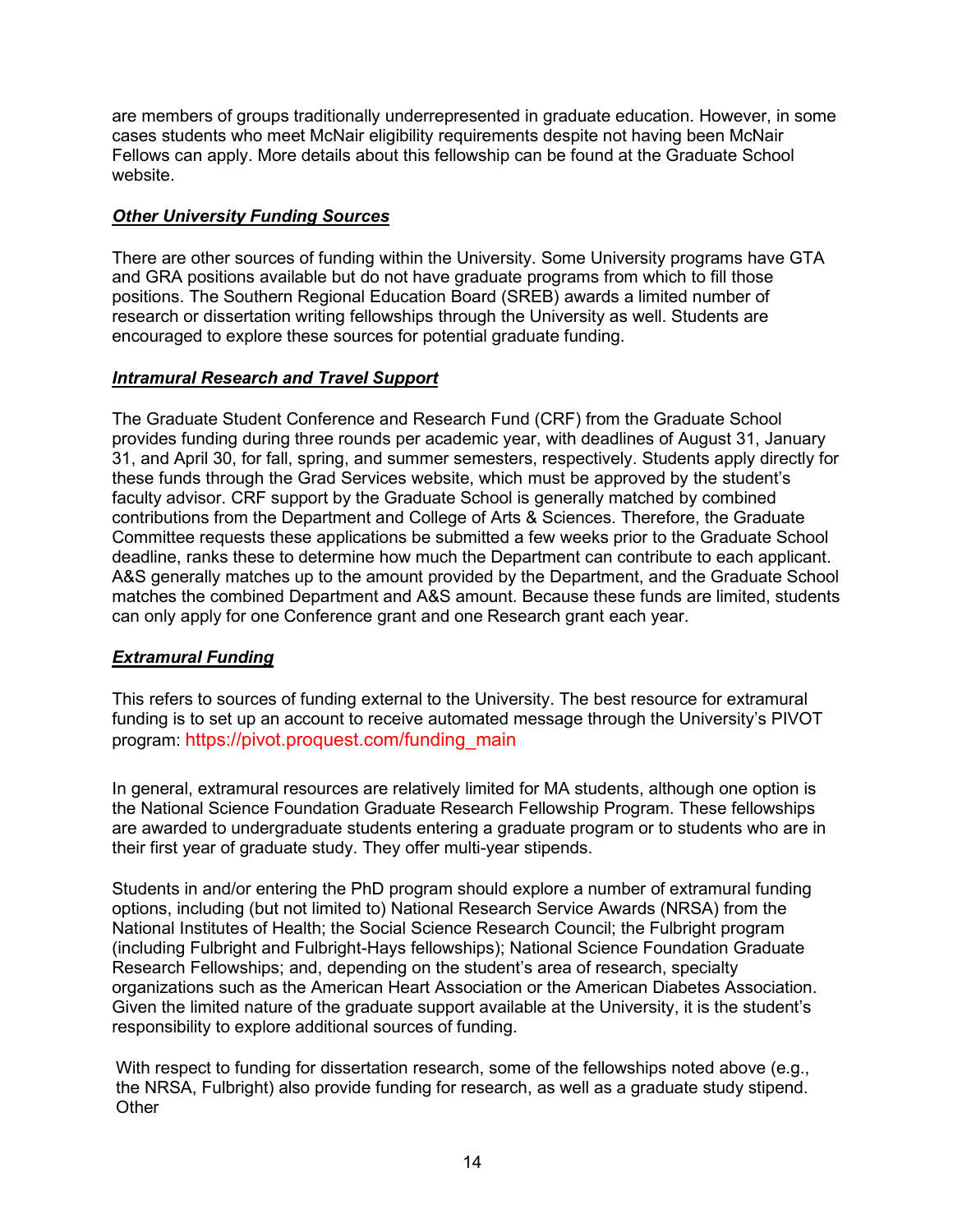are members of groups traditionally underrepresented in graduate education. However, in some cases students who meet McNair eligibility requirements despite not having been McNair Fellows can apply. More details about this fellowship can be found at the Graduate School website.

### ***Other University Funding Sources***

There are other sources of funding within the University. Some University programs have GTA and GRA positions available but do not have graduate programs from which to fill those positions. The Southern Regional Education Board (SREB) awards a limited number of research or dissertation writing fellowships through the University as well. Students are encouraged to explore these sources for potential graduate funding.

### ***Intramural Research and Travel Support***

The Graduate Student Conference and Research Fund (CRF) from the Graduate School provides funding during three rounds per academic year, with deadlines of August 31, January 31, and April 30, for fall, spring, and summer semesters, respectively. Students apply directly for these funds through the Grad Services website, which must be approved by the student's faculty advisor. CRF support by the Graduate School is generally matched by combined contributions from the Department and College of Arts & Sciences. Therefore, the Graduate Committee requests these applications be submitted a few weeks prior to the Graduate School deadline, ranks these to determine how much the Department can contribute to each applicant. A&S generally matches up to the amount provided by the Department, and the Graduate School matches the combined Department and A&S amount. Because these funds are limited, students can only apply for one Conference grant and one Research grant each year.

### ***Extramural Funding***

This refers to sources of funding external to the University. The best resource for extramural funding is to set up an account to receive automated message through the University's PIVOT program: https://pivot.proquest.com/funding_main

In general, extramural resources are relatively limited for MA students, although one option is the National Science Foundation Graduate Research Fellowship Program. These fellowships are awarded to undergraduate students entering a graduate program or to students who are in their first year of graduate study. They offer multi-year stipends.

Students in and/or entering the PhD program should explore a number of extramural funding options, including (but not limited to) National Research Service Awards (NRSA) from the National Institutes of Health; the Social Science Research Council; the Fulbright program (including Fulbright and Fulbright-Hays fellowships); National Science Foundation Graduate Research Fellowships; and, depending on the student's area of research, specialty organizations such as the American Heart Association or the American Diabetes Association. Given the limited nature of the graduate support available at the University, it is the student's responsibility to explore additional sources of funding.

With respect to funding for dissertation research, some of the fellowships noted above (e.g., the NRSA, Fulbright) also provide funding for research, as well as a graduate study stipend. Other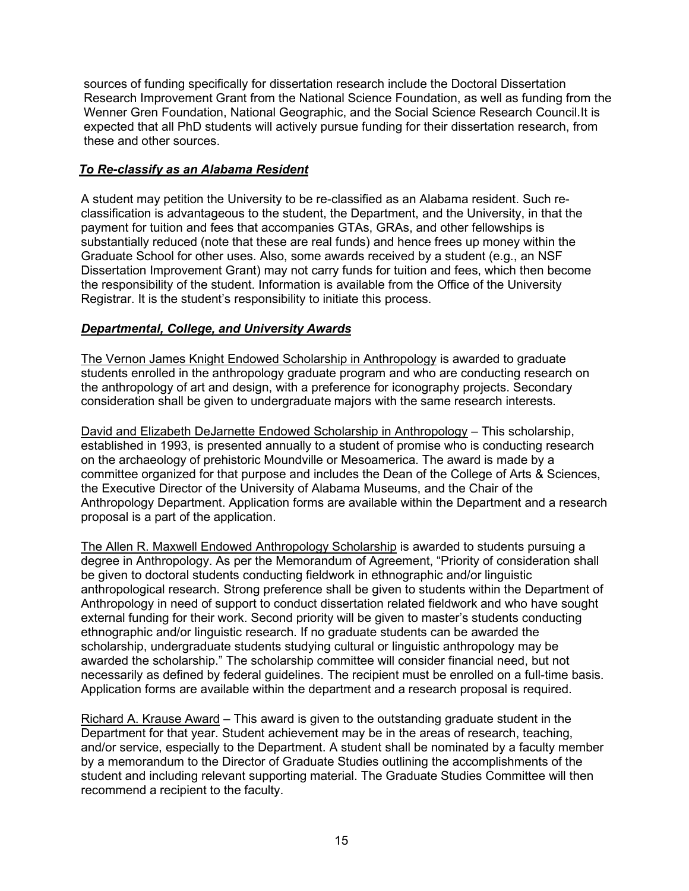sources of funding specifically for dissertation research include the Doctoral Dissertation Research Improvement Grant from the National Science Foundation, as well as funding from the Wenner Gren Foundation, National Geographic, and the Social Science Research Council.It is expected that all PhD students will actively pursue funding for their dissertation research, from these and other sources.

### ***To Re-classify as an Alabama Resident***

A student may petition the University to be re-classified as an Alabama resident. Such re-classification is advantageous to the student, the Department, and the University, in that the payment for tuition and fees that accompanies GTAs, GRAs, and other fellowships is substantially reduced (note that these are real funds) and hence frees up money within the Graduate School for other uses. Also, some awards received by a student (e.g., an NSF Dissertation Improvement Grant) may not carry funds for tuition and fees, which then become the responsibility of the student. Information is available from the Office of the University Registrar. It is the student's responsibility to initiate this process.

### ***Departmental, College, and University Awards***

The Vernon James Knight Endowed Scholarship in Anthropology is awarded to graduate students enrolled in the anthropology graduate program and who are conducting research on the anthropology of art and design, with a preference for iconography projects. Secondary consideration shall be given to undergraduate majors with the same research interests.

David and Elizabeth DeJarnette Endowed Scholarship in Anthropology – This scholarship, established in 1993, is presented annually to a student of promise who is conducting research on the archaeology of prehistoric Moundville or Mesoamerica. The award is made by a committee organized for that purpose and includes the Dean of the College of Arts & Sciences, the Executive Director of the University of Alabama Museums, and the Chair of the Anthropology Department. Application forms are available within the Department and a research proposal is a part of the application.

The Allen R. Maxwell Endowed Anthropology Scholarship is awarded to students pursuing a degree in Anthropology. As per the Memorandum of Agreement, "Priority of consideration shall be given to doctoral students conducting fieldwork in ethnographic and/or linguistic anthropological research. Strong preference shall be given to students within the Department of Anthropology in need of support to conduct dissertation related fieldwork and who have sought external funding for their work. Second priority will be given to master's students conducting ethnographic and/or linguistic research. If no graduate students can be awarded the scholarship, undergraduate students studying cultural or linguistic anthropology may be awarded the scholarship." The scholarship committee will consider financial need, but not necessarily as defined by federal guidelines. The recipient must be enrolled on a full-time basis. Application forms are available within the department and a research proposal is required.

Richard A. Krause Award – This award is given to the outstanding graduate student in the Department for that year. Student achievement may be in the areas of research, teaching, and/or service, especially to the Department. A student shall be nominated by a faculty member by a memorandum to the Director of Graduate Studies outlining the accomplishments of the student and including relevant supporting material. The Graduate Studies Committee will then recommend a recipient to the faculty.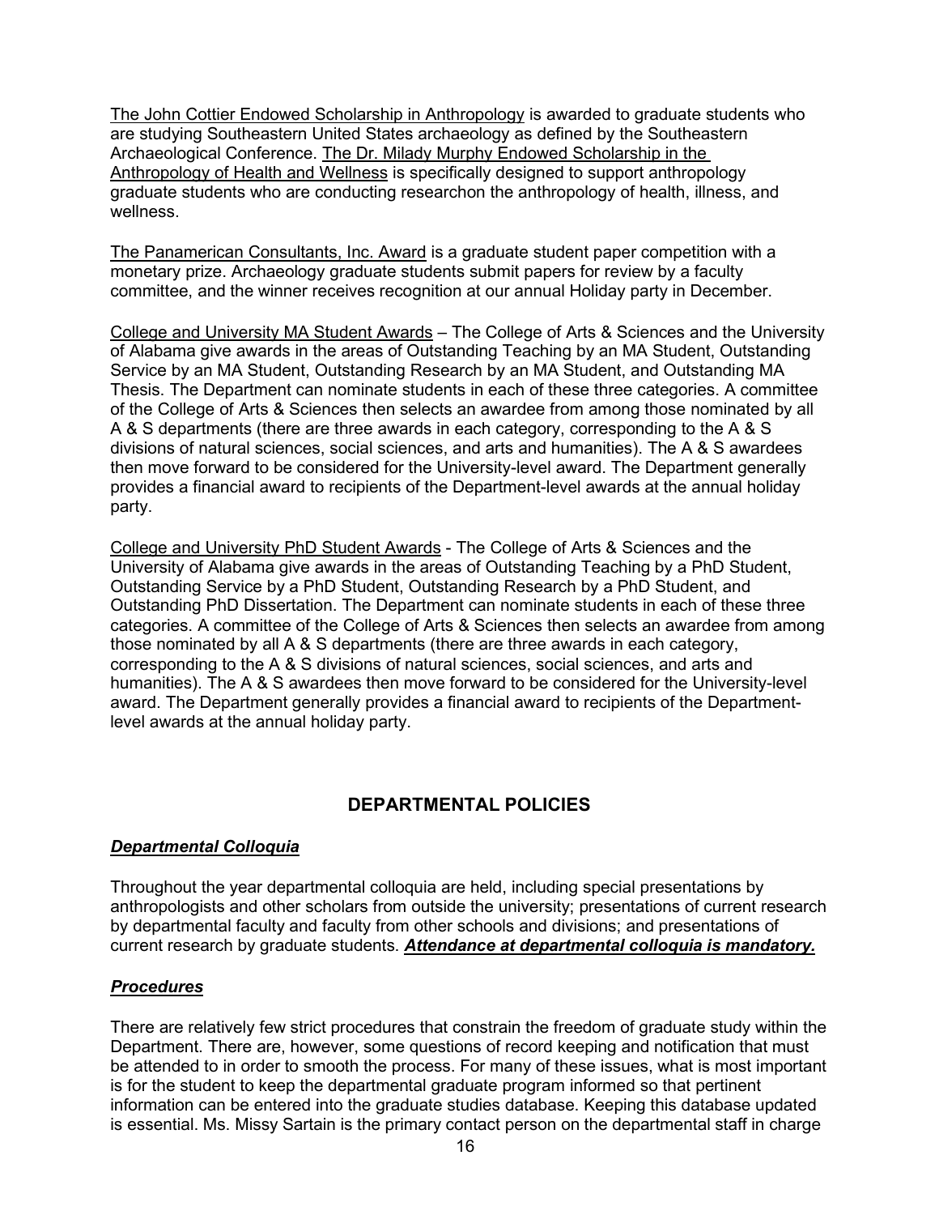The John Cottier Endowed Scholarship in Anthropology is awarded to graduate students who are studying Southeastern United States archaeology as defined by the Southeastern Archaeological Conference. The Dr. Milady Murphy Endowed Scholarship in the Anthropology of Health and Wellness is specifically designed to support anthropology graduate students who are conducting researchon the anthropology of health, illness, and wellness.

The Panamerican Consultants, Inc. Award is a graduate student paper competition with a monetary prize. Archaeology graduate students submit papers for review by a faculty committee, and the winner receives recognition at our annual Holiday party in December.

College and University MA Student Awards – The College of Arts & Sciences and the University of Alabama give awards in the areas of Outstanding Teaching by an MA Student, Outstanding Service by an MA Student, Outstanding Research by an MA Student, and Outstanding MA Thesis. The Department can nominate students in each of these three categories. A committee of the College of Arts & Sciences then selects an awardee from among those nominated by all A & S departments (there are three awards in each category, corresponding to the A & S divisions of natural sciences, social sciences, and arts and humanities). The A & S awardees then move forward to be considered for the University-level award. The Department generally provides a financial award to recipients of the Department-level awards at the annual holiday party.

College and University PhD Student Awards - The College of Arts & Sciences and the University of Alabama give awards in the areas of Outstanding Teaching by a PhD Student, Outstanding Service by a PhD Student, Outstanding Research by a PhD Student, and Outstanding PhD Dissertation. The Department can nominate students in each of these three categories. A committee of the College of Arts & Sciences then selects an awardee from among those nominated by all A & S departments (there are three awards in each category, corresponding to the A & S divisions of natural sciences, social sciences, and arts and humanities). The A & S awardees then move forward to be considered for the University-level award. The Department generally provides a financial award to recipients of the Department-level awards at the annual holiday party.

## DEPARTMENTAL POLICIES

### ***Departmental Colloquia***

Throughout the year departmental colloquia are held, including special presentations by anthropologists and other scholars from outside the university; presentations of current research by departmental faculty and faculty from other schools and divisions; and presentations of current research by graduate students. ***Attendance at departmental colloquia is mandatory.***

### ***Procedures***

There are relatively few strict procedures that constrain the freedom of graduate study within the Department. There are, however, some questions of record keeping and notification that must be attended to in order to smooth the process. For many of these issues, what is most important is for the student to keep the departmental graduate program informed so that pertinent information can be entered into the graduate studies database. Keeping this database updated is essential. Ms. Missy Sartain is the primary contact person on the departmental staff in charge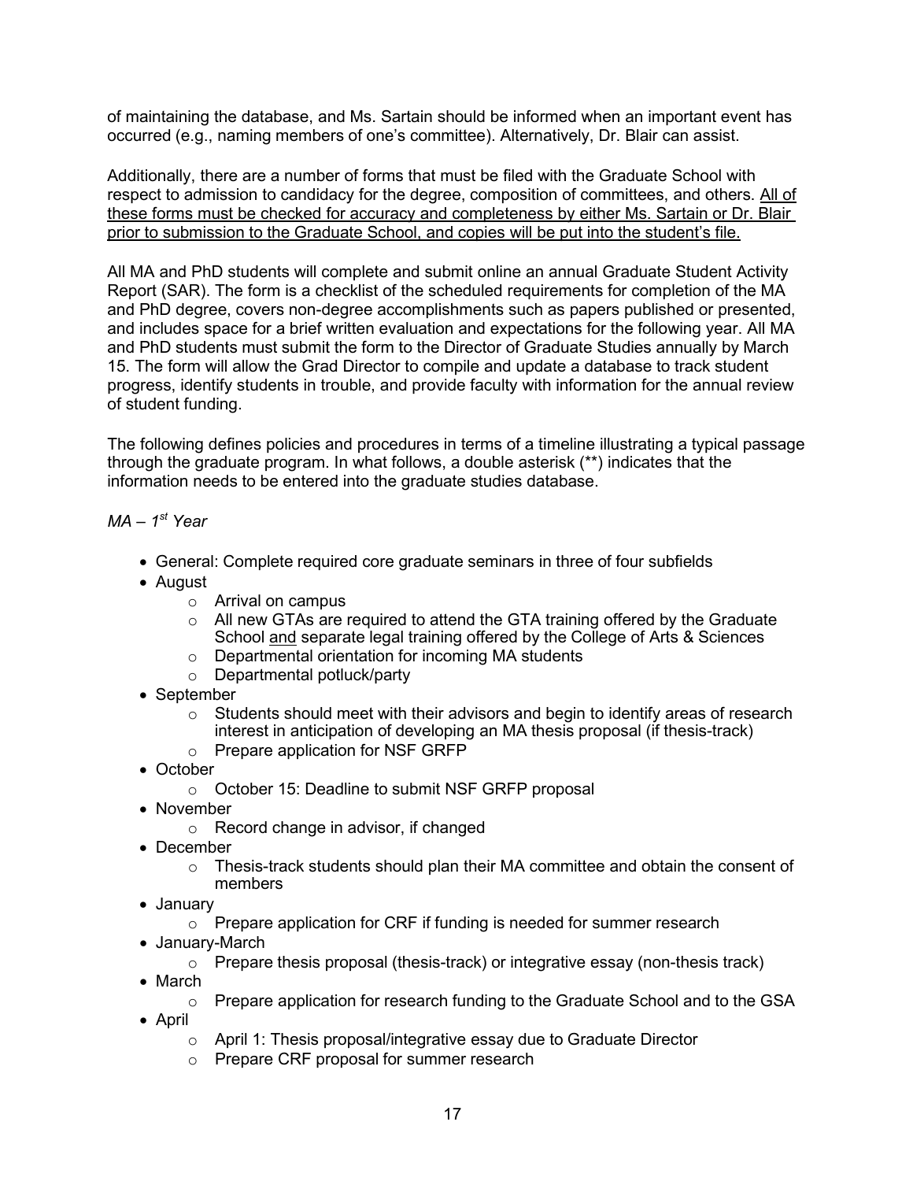of maintaining the database, and Ms. Sartain should be informed when an important event has occurred (e.g., naming members of one's committee). Alternatively, Dr. Blair can assist.

Additionally, there are a number of forms that must be filed with the Graduate School with respect to admission to candidacy for the degree, composition of committees, and others. <u>All of these forms must be checked for accuracy and completeness by either Ms. Sartain or Dr. Blair prior to submission to the Graduate School, and copies will be put into the student's file.</u>

All MA and PhD students will complete and submit online an annual Graduate Student Activity Report (SAR). The form is a checklist of the scheduled requirements for completion of the MA and PhD degree, covers non-degree accomplishments such as papers published or presented, and includes space for a brief written evaluation and expectations for the following year. All MA and PhD students must submit the form to the Director of Graduate Studies annually by March 15. The form will allow the Grad Director to compile and update a database to track student progress, identify students in trouble, and provide faculty with information for the annual review of student funding.

The following defines policies and procedures in terms of a timeline illustrating a typical passage through the graduate program. In what follows, a double asterisk (**) indicates that the information needs to be entered into the graduate studies database.

*MA – 1st Year*

- General: Complete required core graduate seminars in three of four subfields
- August
    - Arrival on campus
    - All new GTAs are required to attend the GTA training offered by the Graduate School <u>and</u> separate legal training offered by the College of Arts & Sciences
    - Departmental orientation for incoming MA students
    - Departmental potluck/party
- September
    - Students should meet with their advisors and begin to identify areas of research interest in anticipation of developing an MA thesis proposal (if thesis-track)
    - Prepare application for NSF GRFP
- October
    - October 15: Deadline to submit NSF GRFP proposal
- November
    - Record change in advisor, if changed
- December
    - Thesis-track students should plan their MA committee and obtain the consent of members
- January
    - Prepare application for CRF if funding is needed for summer research
- January-March
    - Prepare thesis proposal (thesis-track) or integrative essay (non-thesis track)
- March
    - Prepare application for research funding to the Graduate School and to the GSA
- April
    - April 1: Thesis proposal/integrative essay due to Graduate Director
    - Prepare CRF proposal for summer research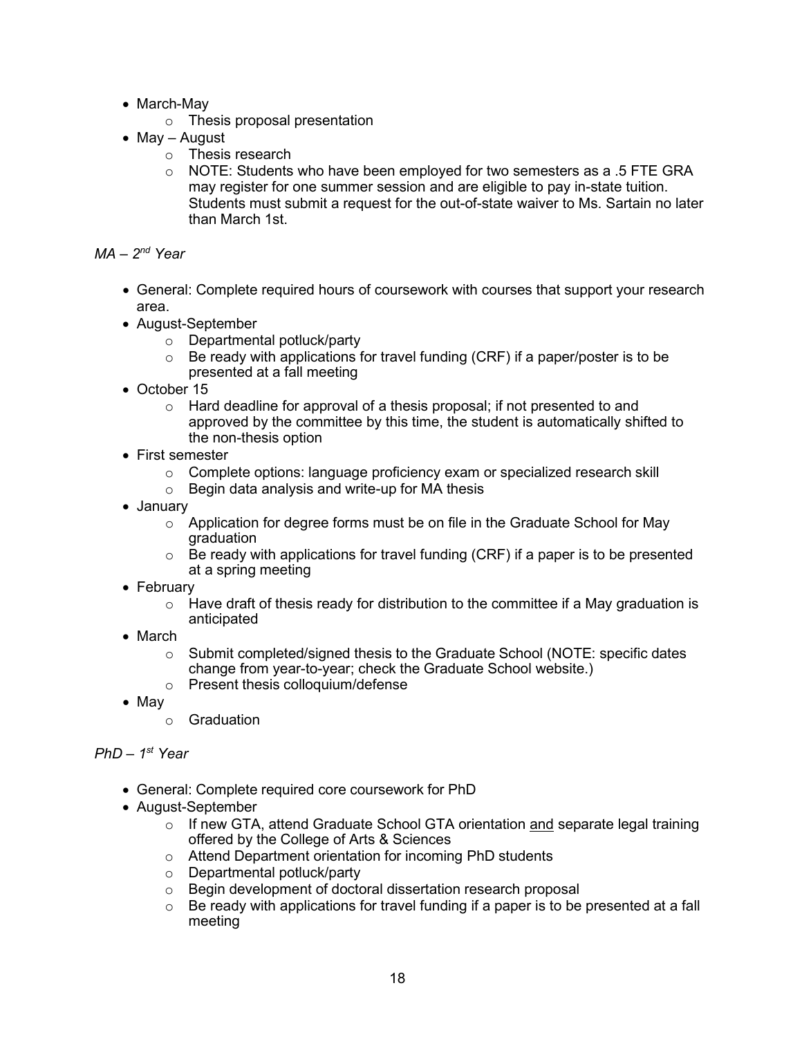- March-May
  - Thesis proposal presentation
- May – August
  - Thesis research
  - NOTE: Students who have been employed for two semesters as a .5 FTE GRA may register for one summer session and are eligible to pay in-state tuition. Students must submit a request for the out-of-state waiver to Ms. Sartain no later than March 1st.

*MA – 2nd Year*

- General: Complete required hours of coursework with courses that support your research area.
- August-September
  - Departmental potluck/party
  - Be ready with applications for travel funding (CRF) if a paper/poster is to be presented at a fall meeting
- October 15
  - Hard deadline for approval of a thesis proposal; if not presented to and approved by the committee by this time, the student is automatically shifted to the non-thesis option
- First semester
  - Complete options: language proficiency exam or specialized research skill
  - Begin data analysis and write-up for MA thesis
- January
  - Application for degree forms must be on file in the Graduate School for May graduation
  - Be ready with applications for travel funding (CRF) if a paper is to be presented at a spring meeting
- February
  - Have draft of thesis ready for distribution to the committee if a May graduation is anticipated
- March
  - Submit completed/signed thesis to the Graduate School (NOTE: specific dates change from year-to-year; check the Graduate School website.)
  - Present thesis colloquium/defense
- May
  - Graduation

*PhD – 1st Year*

- General: Complete required core coursework for PhD
- August-September
  - If new GTA, attend Graduate School GTA orientation and separate legal training offered by the College of Arts & Sciences
  - Attend Department orientation for incoming PhD students
  - Departmental potluck/party
  - Begin development of doctoral dissertation research proposal
  - Be ready with applications for travel funding if a paper is to be presented at a fall meeting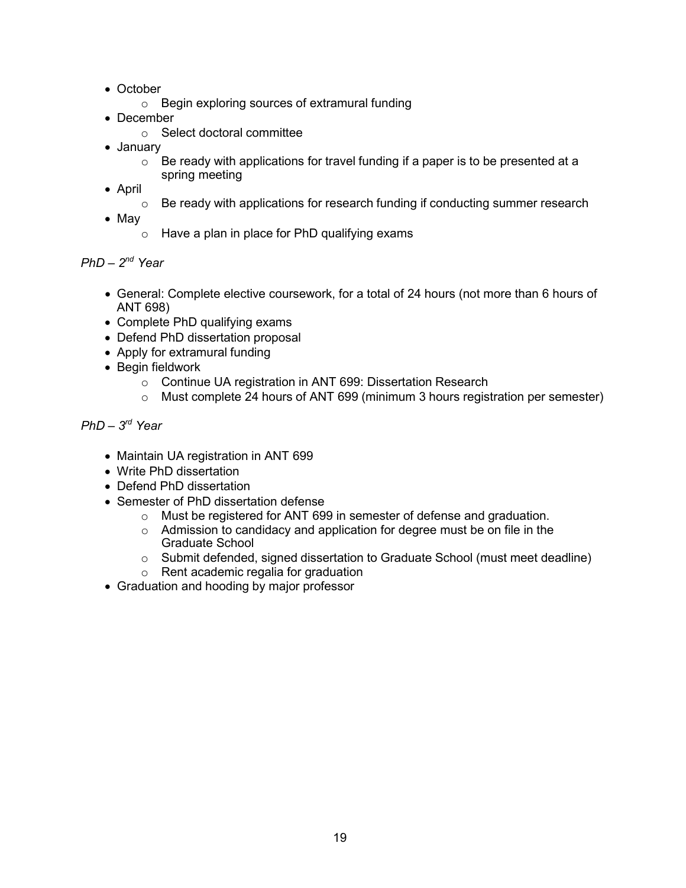- October
  - Begin exploring sources of extramural funding
- December
  - Select doctoral committee
- January
  - Be ready with applications for travel funding if a paper is to be presented at a spring meeting
- April
  - Be ready with applications for research funding if conducting summer research
- May
  - Have a plan in place for PhD qualifying exams

*PhD – 2nd Year*

- General: Complete elective coursework, for a total of 24 hours (not more than 6 hours of ANT 698)
- Complete PhD qualifying exams
- Defend PhD dissertation proposal
- Apply for extramural funding
- Begin fieldwork
  - Continue UA registration in ANT 699: Dissertation Research
  - Must complete 24 hours of ANT 699 (minimum 3 hours registration per semester)

*PhD – 3rd Year*

- Maintain UA registration in ANT 699
- Write PhD dissertation
- Defend PhD dissertation
- Semester of PhD dissertation defense
  - Must be registered for ANT 699 in semester of defense and graduation.
  - Admission to candidacy and application for degree must be on file in the Graduate School
  - Submit defended, signed dissertation to Graduate School (must meet deadline)
  - Rent academic regalia for graduation
- Graduation and hooding by major professor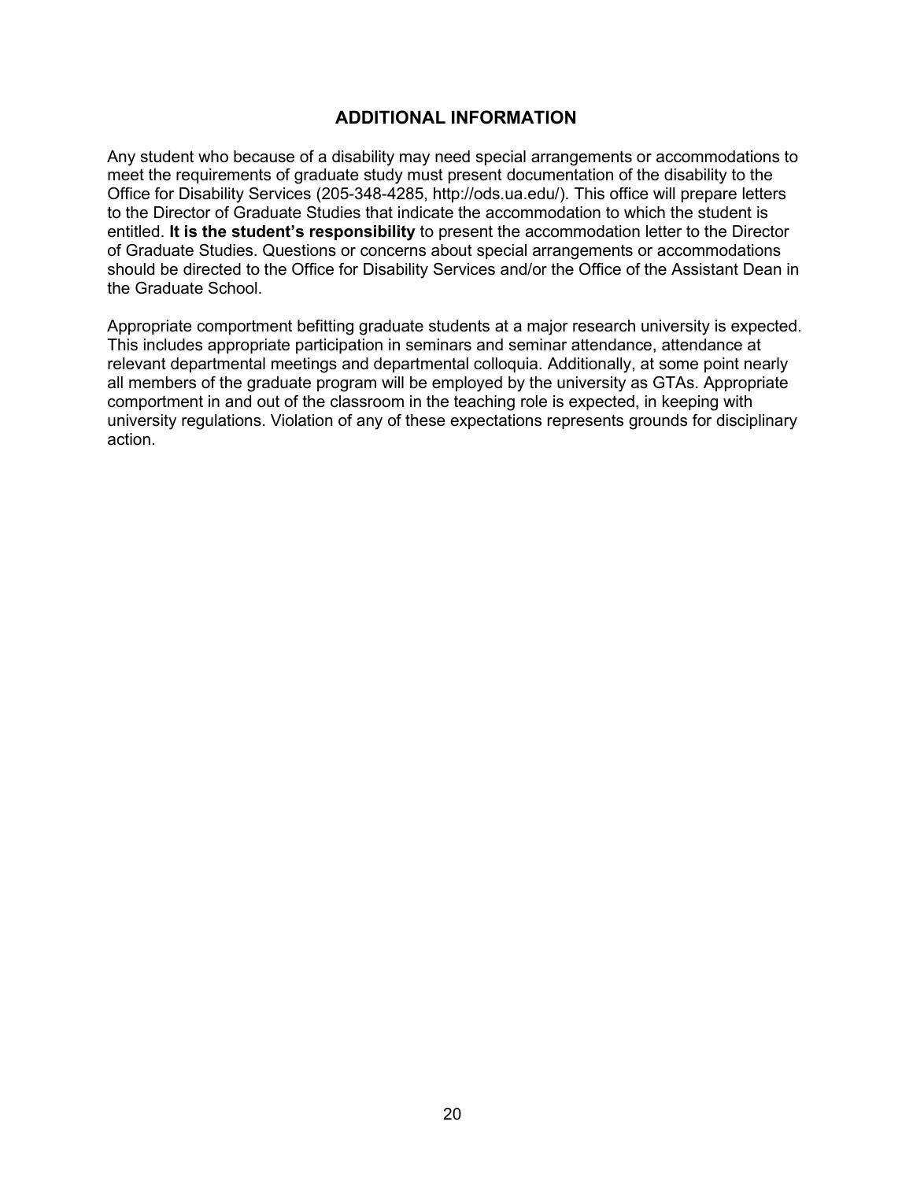## ADDITIONAL INFORMATION

Any student who because of a disability may need special arrangements or accommodations to meet the requirements of graduate study must present documentation of the disability to the Office for Disability Services (205-348-4285, http://ods.ua.edu/). This office will prepare letters to the Director of Graduate Studies that indicate the accommodation to which the student is entitled. **It is the student's responsibility** to present the accommodation letter to the Director of Graduate Studies. Questions or concerns about special arrangements or accommodations should be directed to the Office for Disability Services and/or the Office of the Assistant Dean in the Graduate School.

Appropriate comportment befitting graduate students at a major research university is expected. This includes appropriate participation in seminars and seminar attendance, attendance at relevant departmental meetings and departmental colloquia. Additionally, at some point nearly all members of the graduate program will be employed by the university as GTAs. Appropriate comportment in and out of the classroom in the teaching role is expected, in keeping with university regulations. Violation of any of these expectations represents grounds for disciplinary action.